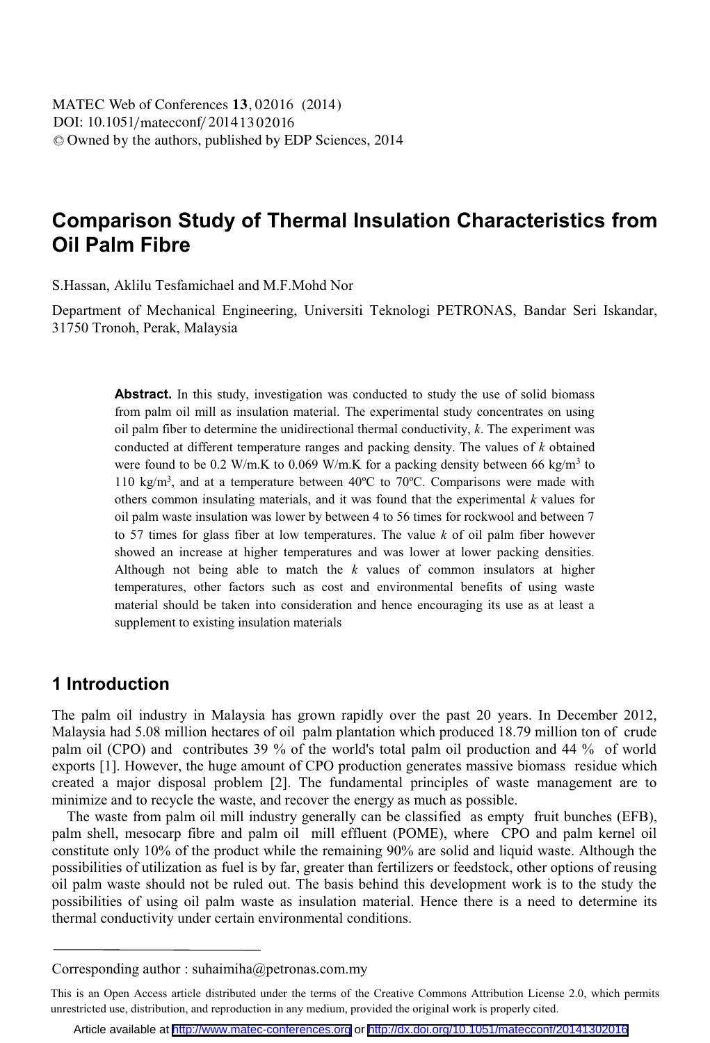# Comparison Study of Thermal Insulation Characteristics from Oil Palm Fibre

S.Hassan, Aklilu Tesfamichael and M.F.Mohd Nor

Department of Mechanical Engineering, Universiti Teknologi PETRONAS, Bandar Seri Iskandar, 31750 Tronoh, Perak, Malaysia

**Abstract.** In this study, investigation was conducted to study the use of solid biomass from palm oil mill as insulation material. The experimental study concentrates on using oil palm fiber to determine the unidirectional thermal conductivity, *k*. The experiment was conducted at different temperature ranges and packing density. The values of *k* obtained were found to be 0.2 W/m.K to 0.069 W/m.K for a packing density between 66 kg/m$^3$ to 110 kg/m$^3$, and at a temperature between 40ºC to 70ºC. Comparisons were made with others common insulating materials, and it was found that the experimental *k* values for oil palm waste insulation was lower by between 4 to 56 times for rockwool and between 7 to 57 times for glass fiber at low temperatures. The value *k* of oil palm fiber however showed an increase at higher temperatures and was lower at lower packing densities. Although not being able to match the *k* values of common insulators at higher temperatures, other factors such as cost and environmental benefits of using waste material should be taken into consideration and hence encouraging its use as at least a supplement to existing insulation materials

## 1 Introduction

The palm oil industry in Malaysia has grown rapidly over the past 20 years. In December 2012, Malaysia had 5.08 million hectares of oil palm plantation which produced 18.79 million ton of crude palm oil (CPO) and contributes 39 % of the world's total palm oil production and 44 % of world exports [1]. However, the huge amount of CPO production generates massive biomass residue which created a major disposal problem [2]. The fundamental principles of waste management are to minimize and to recycle the waste, and recover the energy as much as possible.

The waste from palm oil mill industry generally can be classified as empty fruit bunches (EFB), palm shell, mesocarp fibre and palm oil mill effluent (POME), where CPO and palm kernel oil constitute only 10% of the product while the remaining 90% are solid and liquid waste. Although the possibilities of utilization as fuel is by far, greater than fertilizers or feedstock, other options of reusing oil palm waste should not be ruled out. The basis behind this development work is to the study the possibilities of using oil palm waste as insulation material. Hence there is a need to determine its thermal conductivity under certain environmental conditions.

---

Corresponding author : suhaimiha@petronas.com.my

This is an Open Access article distributed under the terms of the Creative Commons Attribution License 2.0, which permits unrestricted use, distribution, and reproduction in any medium, provided the original work is properly cited.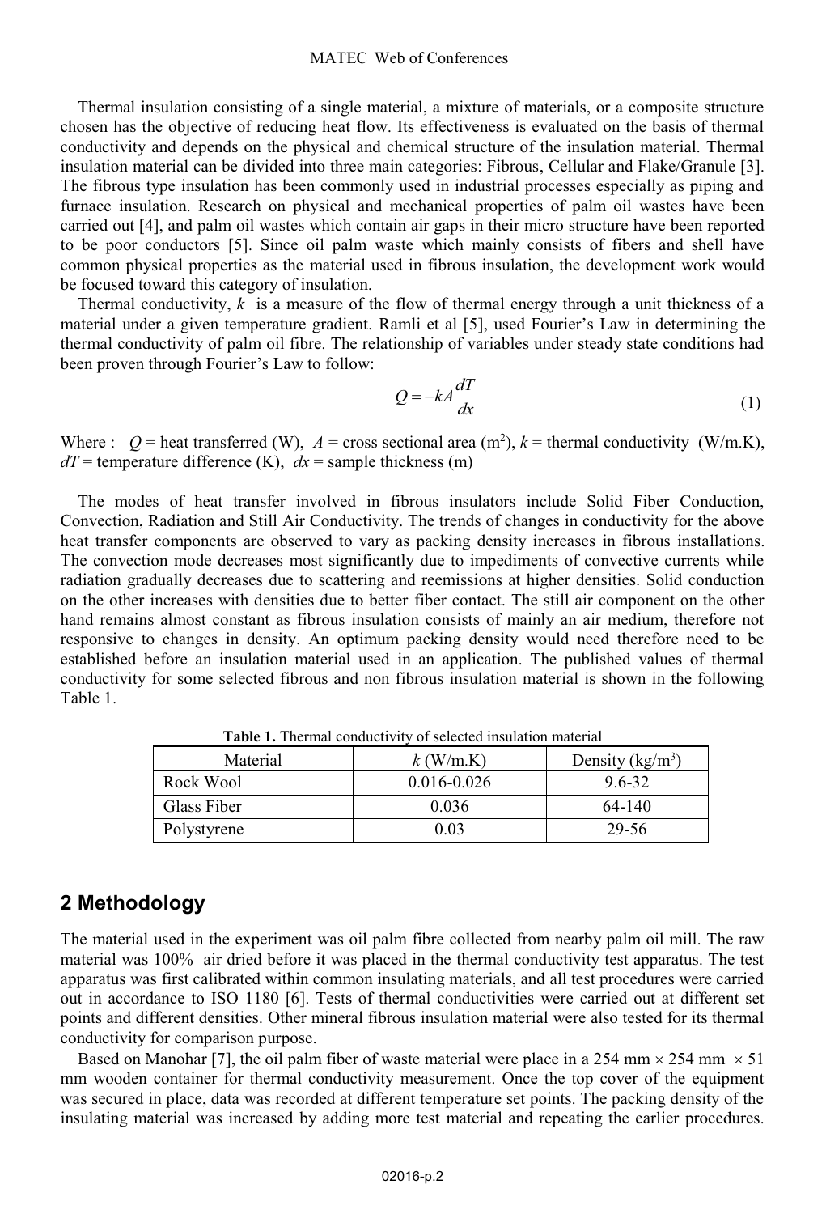Thermal insulation consisting of a single material, a mixture of materials, or a composite structure chosen has the objective of reducing heat flow. Its effectiveness is evaluated on the basis of thermal conductivity and depends on the physical and chemical structure of the insulation material. Thermal insulation material can be divided into three main categories: Fibrous, Cellular and Flake/Granule [3]. The fibrous type insulation has been commonly used in industrial processes especially as piping and furnace insulation. Research on physical and mechanical properties of palm oil wastes have been carried out [4], and palm oil wastes which contain air gaps in their micro structure have been reported to be poor conductors [5]. Since oil palm waste which mainly consists of fibers and shell have common physical properties as the material used in fibrous insulation, the development work would be focused toward this category of insulation.

Thermal conductivity, $k$ is a measure of the flow of thermal energy through a unit thickness of a material under a given temperature gradient. Ramli et al [5], used Fourier's Law in determining the thermal conductivity of palm oil fibre. The relationship of variables under steady state conditions had been proven through Fourier's Law to follow:

$$Q = -kA\frac{dT}{dx} \tag{1}$$

Where : $Q$ = heat transferred (W), $A$ = cross sectional area (m$^2$), $k$ = thermal conductivity (W/m.K), $dT$ = temperature difference (K), $dx$ = sample thickness (m)

The modes of heat transfer involved in fibrous insulators include Solid Fiber Conduction, Convection, Radiation and Still Air Conductivity. The trends of changes in conductivity for the above heat transfer components are observed to vary as packing density increases in fibrous installations. The convection mode decreases most significantly due to impediments of convective currents while radiation gradually decreases due to scattering and reemissions at higher densities. Solid conduction on the other increases with densities due to better fiber contact. The still air component on the other hand remains almost constant as fibrous insulation consists of mainly an air medium, therefore not responsive to changes in density. An optimum packing density would need therefore need to be established before an insulation material used in an application. The published values of thermal conductivity for some selected fibrous and non fibrous insulation material is shown in the following Table 1.

**Table 1.** Thermal conductivity of selected insulation material

| Material | $k$ (W/m.K) | Density (kg/m$^3$) |
|---|---|---|
| Rock Wool | 0.016-0.026 | 9.6-32 |
| Glass Fiber | 0.036 | 64-140 |
| Polystyrene | 0.03 | 29-56 |

## 2 Methodology

The material used in the experiment was oil palm fibre collected from nearby palm oil mill. The raw material was 100% air dried before it was placed in the thermal conductivity test apparatus. The test apparatus was first calibrated within common insulating materials, and all test procedures were carried out in accordance to ISO 1180 [6]. Tests of thermal conductivities were carried out at different set points and different densities. Other mineral fibrous insulation material were also tested for its thermal conductivity for comparison purpose.

Based on Manohar [7], the oil palm fiber of waste material were place in a 254 mm $\times$ 254 mm $\times$ 51 mm wooden container for thermal conductivity measurement. Once the top cover of the equipment was secured in place, data was recorded at different temperature set points. The packing density of the insulating material was increased by adding more test material and repeating the earlier procedures.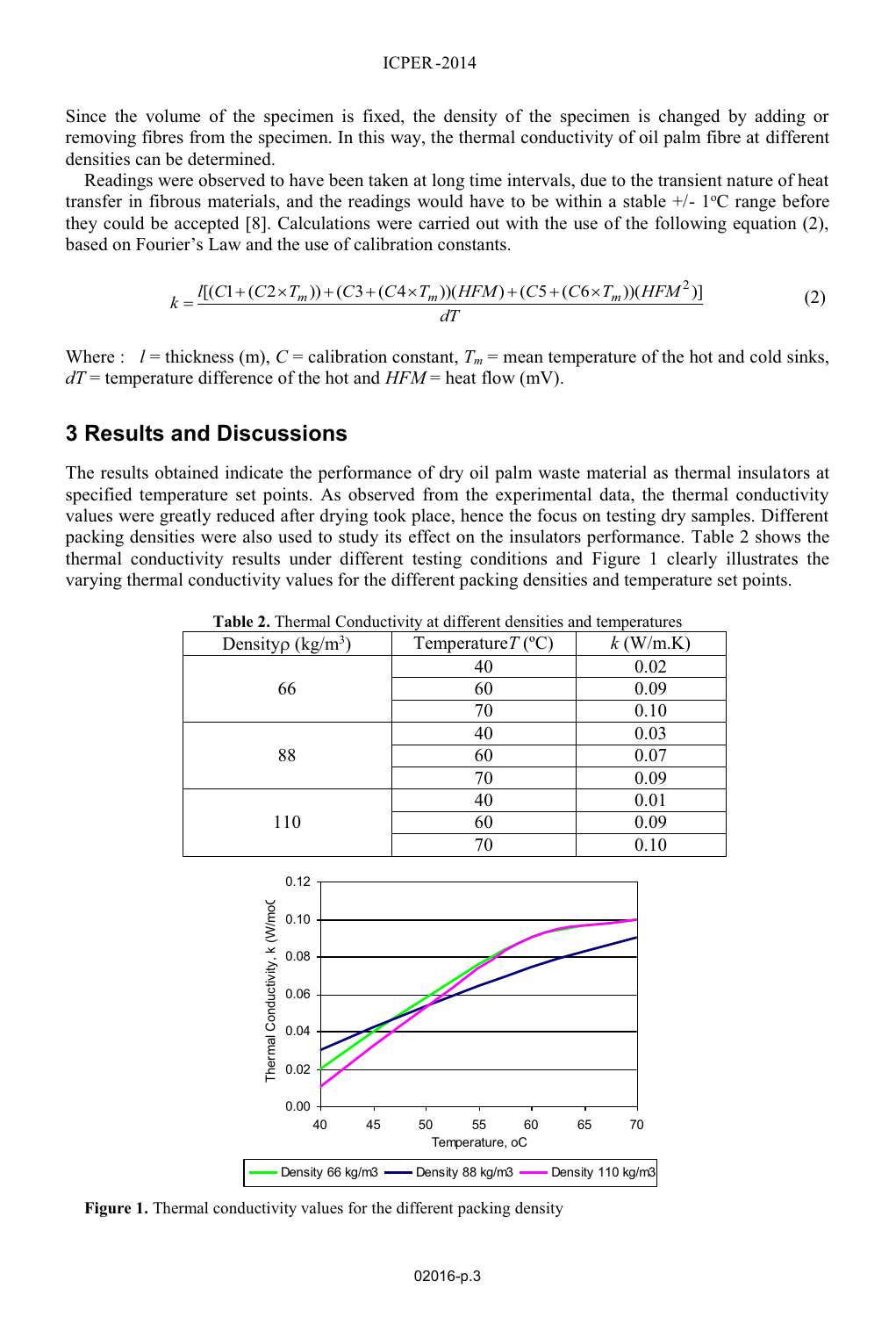Since the volume of the specimen is fixed, the density of the specimen is changed by adding or removing fibres from the specimen. In this way, the thermal conductivity of oil palm fibre at different densities can be determined.

Readings were observed to have been taken at long time intervals, due to the transient nature of heat transfer in fibrous materials, and the readings would have to be within a stable +/- 1°C range before they could be accepted [8]. Calculations were carried out with the use of the following equation (2), based on Fourier's Law and the use of calibration constants.

$$k = \frac{l[(C1 + (C2 \times T_m)) + (C3 + (C4 \times T_m))(HFM) + (C5 + (C6 \times T_m))(HFM^2)]}{dT} \tag{2}$$

Where : $l$ = thickness (m), $C$ = calibration constant, $T_m$ = mean temperature of the hot and cold sinks, $dT$ = temperature difference of the hot and $HFM$ = heat flow (mV).

## 3 Results and Discussions

The results obtained indicate the performance of dry oil palm waste material as thermal insulators at specified temperature set points. As observed from the experimental data, the thermal conductivity values were greatly reduced after drying took place, hence the focus on testing dry samples. Different packing densities were also used to study its effect on the insulators performance. Table 2 shows the thermal conductivity results under different testing conditions and Figure 1 clearly illustrates the varying thermal conductivity values for the different packing densities and temperature set points.

**Table 2.** Thermal Conductivity at different densities and temperatures

| Density $\rho$ (kg/m$^3$) | Temperature $T$ (°C) | $k$ (W/m.K) |
|---|---|---|
| 66 | 40 | 0.02 |
| | 60 | 0.09 |
| | 70 | 0.10 |
| 88 | 40 | 0.03 |
| | 60 | 0.07 |
| | 70 | 0.09 |
| 110 | 40 | 0.01 |
| | 60 | 0.09 |
| | 70 | 0.10 |

**Figure 1.** Thermal conductivity values for the different packing density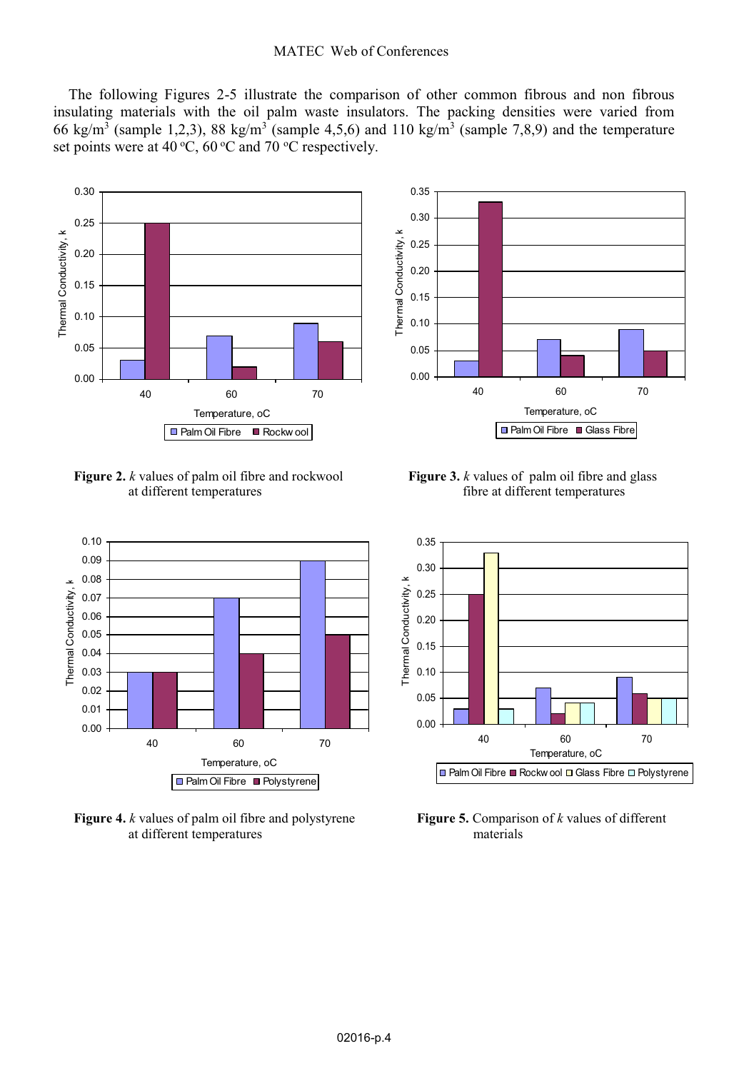The following Figures 2-5 illustrate the comparison of other common fibrous and non fibrous insulating materials with the oil palm waste insulators. The packing densities were varied from 66 kg/m$^3$ (sample 1,2,3), 88 kg/m$^3$ (sample 4,5,6) and 110 kg/m$^3$ (sample 7,8,9) and the temperature set points were at 40 $^o$C, 60 $^o$C and 70 $^o$C respectively.

**Figure 2.** *k* values of palm oil fibre and rockwool at different temperatures

**Figure 3.** *k* values of palm oil fibre and glass fibre at different temperatures

**Figure 4.** *k* values of palm oil fibre and polystyrene at different temperatures

**Figure 5.** Comparison of *k* values of different materials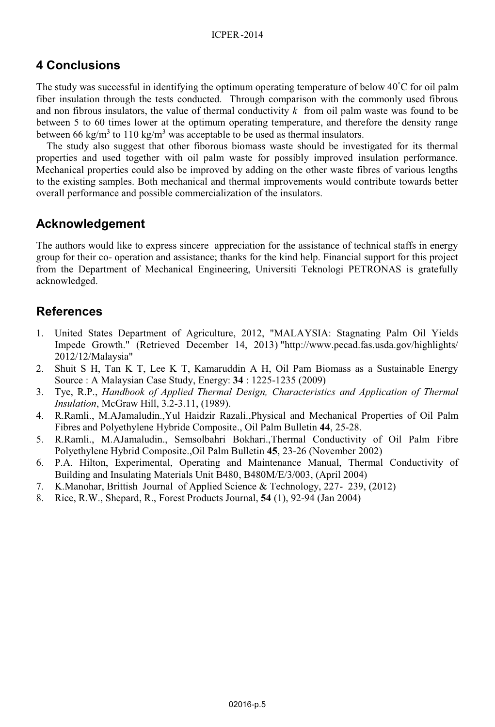## 4 Conclusions

The study was successful in identifying the optimum operating temperature of below 40˚C for oil palm fiber insulation through the tests conducted. Through comparison with the commonly used fibrous and non fibrous insulators, the value of thermal conductivity $k$ from oil palm waste was found to be between 5 to 60 times lower at the optimum operating temperature, and therefore the density range between 66 kg/m$^3$ to 110 kg/m$^3$ was acceptable to be used as thermal insulators.

The study also suggest that other fiborous biomass waste should be investigated for its thermal properties and used together with oil palm waste for possibly improved insulation performance. Mechanical properties could also be improved by adding on the other waste fibres of various lengths to the existing samples. Both mechanical and thermal improvements would contribute towards better overall performance and possible commercialization of the insulators.

## Acknowledgement

The authors would like to express sincere appreciation for the assistance of technical staffs in energy group for their co- operation and assistance; thanks for the kind help. Financial support for this project from the Department of Mechanical Engineering, Universiti Teknologi PETRONAS is gratefully acknowledged.

## References

1. United States Department of Agriculture, 2012, "MALAYSIA: Stagnating Palm Oil Yields Impede Growth." (Retrieved December 14, 2013) "http://www.pecad.fas.usda.gov/highlights/2012/12/Malaysia"
2. Shuit S H, Tan K T, Lee K T, Kamaruddin A H, Oil Pam Biomass as a Sustainable Energy Source : A Malaysian Case Study, Energy: **34** : 1225-1235 (2009)
3. Tye, R.P., *Handbook of Applied Thermal Design, Characteristics and Application of Thermal Insulation*, McGraw Hill, 3.2-3.11, (1989).
4. R.Ramli., M.AJamaludin.,Yul Haidzir Razali.,Physical and Mechanical Properties of Oil Palm Fibres and Polyethylene Hybride Composite., Oil Palm Bulletin **44**, 25-28.
5. R.Ramli., M.AJamaludin., Semsolbahri Bokhari.,Thermal Conductivity of Oil Palm Fibre Polyethylene Hybrid Composite.,Oil Palm Bulletin **45**, 23-26 (November 2002)
6. P.A. Hilton, Experimental, Operating and Maintenance Manual, Thermal Conductivity of Building and Insulating Materials Unit B480, B480M/E/3/003, (April 2004)
7. K.Manohar, Brittish Journal of Applied Science & Technology, 227- 239, (2012)
8. Rice, R.W., Shepard, R., Forest Products Journal, **54** (1), 92-94 (Jan 2004)